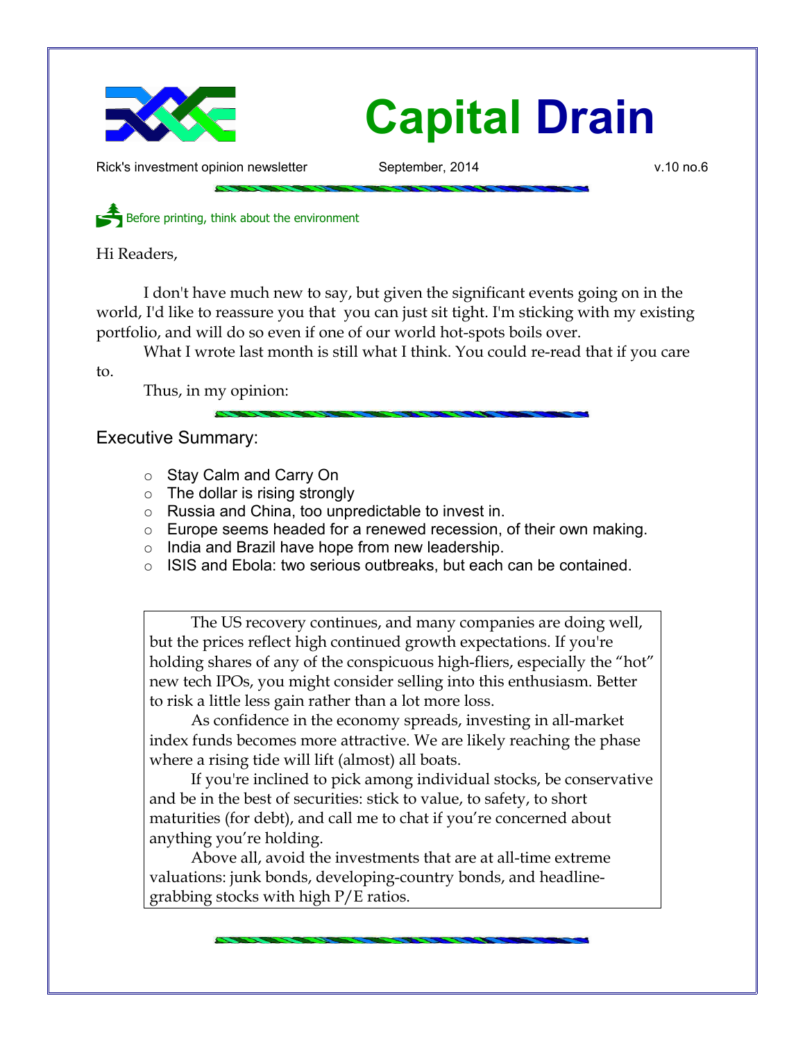# Capital Drain

Rick's investment opinion newsletter — September, 2014 — v.10 no.6

Before printing, think about the environment

Hi Readers,

I don't have much new to say, but given the significant events going on in the world, I'd like to reassure you that you can just sit tight. I'm sticking with my existing portfolio, and will do so even if one of our world hot-spots boils over.

What I wrote last month is still what I think. You could re-read that if you care to.

Thus, in my opinion:

## Executive Summary:

- Stay Calm and Carry On
- The dollar is rising strongly
- Russia and China, too unpredictable to invest in.
- Europe seems headed for a renewed recession, of their own making.
- India and Brazil have hope from new leadership.
- ISIS and Ebola: two serious outbreaks, but each can be contained.

The US recovery continues, and many companies are doing well, but the prices reflect high continued growth expectations. If you're holding shares of any of the conspicuous high-fliers, especially the "hot" new tech IPOs, you might consider selling into this enthusiasm. Better to risk a little less gain rather than a lot more loss.

As confidence in the economy spreads, investing in all-market index funds becomes more attractive. We are likely reaching the phase where a rising tide will lift (almost) all boats.

If you're inclined to pick among individual stocks, be conservative and be in the best of securities: stick to value, to safety, to short maturities (for debt), and call me to chat if you're concerned about anything you're holding.

Above all, avoid the investments that are at all-time extreme valuations: junk bonds, developing-country bonds, and headline-grabbing stocks with high P/E ratios.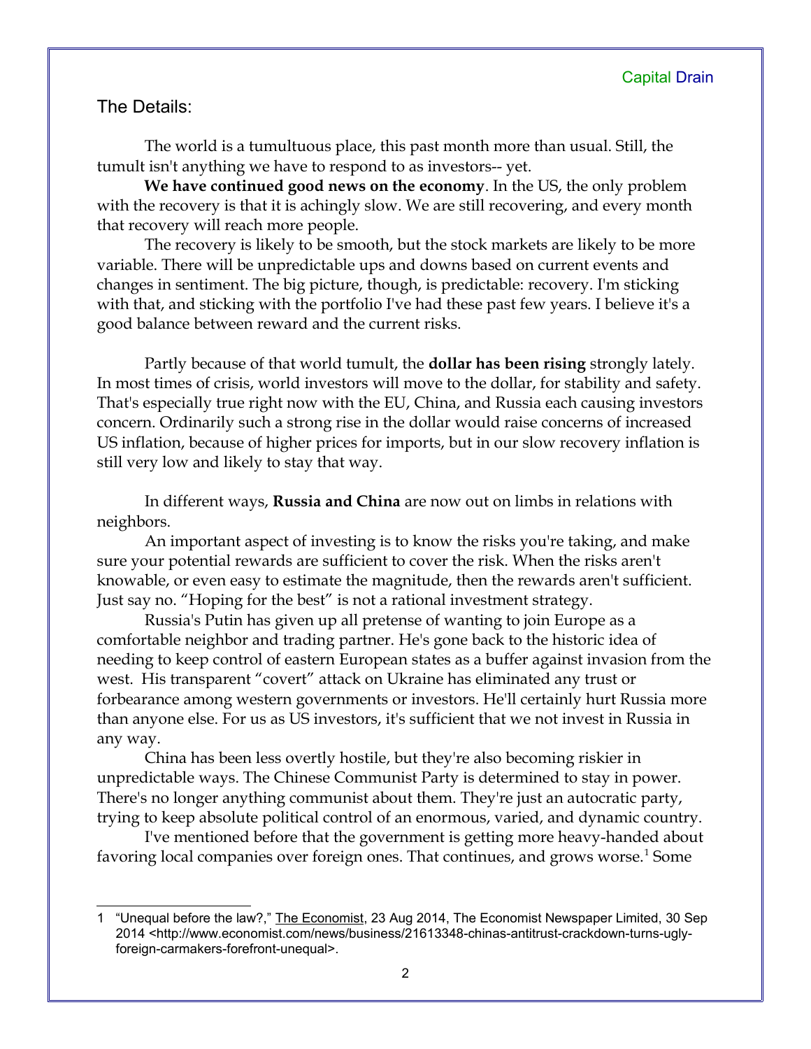## The Details:

The world is a tumultuous place, this past month more than usual. Still, the tumult isn't anything we have to respond to as investors-- yet.

**We have continued good news on the economy**. In the US, the only problem with the recovery is that it is achingly slow. We are still recovering, and every month that recovery will reach more people.

The recovery is likely to be smooth, but the stock markets are likely to be more variable. There will be unpredictable ups and downs based on current events and changes in sentiment. The big picture, though, is predictable: recovery. I'm sticking with that, and sticking with the portfolio I've had these past few years. I believe it's a good balance between reward and the current risks.

Partly because of that world tumult, the **dollar has been rising** strongly lately. In most times of crisis, world investors will move to the dollar, for stability and safety. That's especially true right now with the EU, China, and Russia each causing investors concern. Ordinarily such a strong rise in the dollar would raise concerns of increased US inflation, because of higher prices for imports, but in our slow recovery inflation is still very low and likely to stay that way.

In different ways, **Russia and China** are now out on limbs in relations with neighbors.

An important aspect of investing is to know the risks you're taking, and make sure your potential rewards are sufficient to cover the risk. When the risks aren't knowable, or even easy to estimate the magnitude, then the rewards aren't sufficient. Just say no. "Hoping for the best" is not a rational investment strategy.

Russia's Putin has given up all pretense of wanting to join Europe as a comfortable neighbor and trading partner. He's gone back to the historic idea of needing to keep control of eastern European states as a buffer against invasion from the west. His transparent "covert" attack on Ukraine has eliminated any trust or forbearance among western governments or investors. He'll certainly hurt Russia more than anyone else. For us as US investors, it's sufficient that we not invest in Russia in any way.

China has been less overtly hostile, but they're also becoming riskier in unpredictable ways. The Chinese Communist Party is determined to stay in power. There's no longer anything communist about them. They're just an autocratic party, trying to keep absolute political control of an enormous, varied, and dynamic country.

I've mentioned before that the government is getting more heavy-handed about favoring local companies over foreign ones. That continues, and grows worse.[1] Some

---

[1] "Unequal before the law?," The Economist, 23 Aug 2014, The Economist Newspaper Limited, 30 Sep 2014 <http://www.economist.com/news/business/21613348-chinas-antitrust-crackdown-turns-ugly-foreign-carmakers-forefront-unequal>.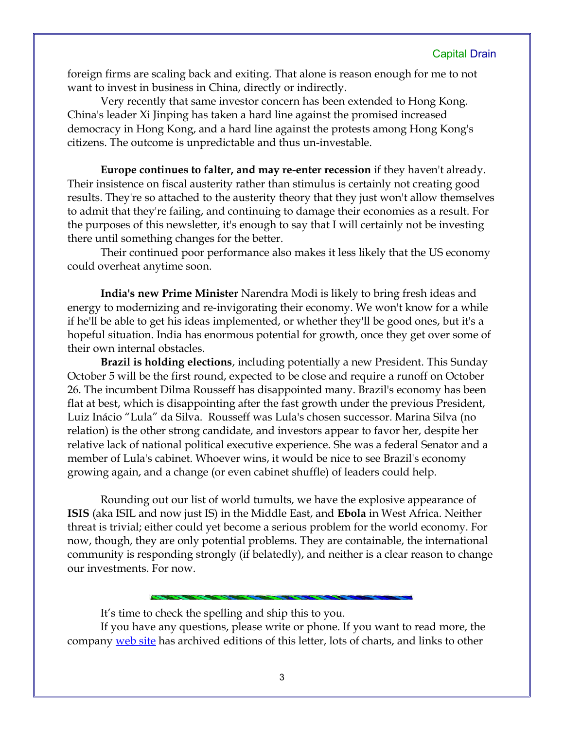foreign firms are scaling back and exiting. That alone is reason enough for me to not want to invest in business in China, directly or indirectly.

Very recently that same investor concern has been extended to Hong Kong. China's leader Xi Jinping has taken a hard line against the promised increased democracy in Hong Kong, and a hard line against the protests among Hong Kong's citizens. The outcome is unpredictable and thus un-investable.

**Europe continues to falter, and may re-enter recession** if they haven't already. Their insistence on fiscal austerity rather than stimulus is certainly not creating good results. They're so attached to the austerity theory that they just won't allow themselves to admit that they're failing, and continuing to damage their economies as a result. For the purposes of this newsletter, it's enough to say that I will certainly not be investing there until something changes for the better.

Their continued poor performance also makes it less likely that the US economy could overheat anytime soon.

**India's new Prime Minister** Narendra Modi is likely to bring fresh ideas and energy to modernizing and re-invigorating their economy. We won't know for a while if he'll be able to get his ideas implemented, or whether they'll be good ones, but it's a hopeful situation. India has enormous potential for growth, once they get over some of their own internal obstacles.

**Brazil is holding elections**, including potentially a new President. This Sunday October 5 will be the first round, expected to be close and require a runoff on October 26. The incumbent Dilma Rousseff has disappointed many. Brazil's economy has been flat at best, which is disappointing after the fast growth under the previous President, Luiz Inácio “Lula” da Silva. Rousseff was Lula's chosen successor. Marina Silva (no relation) is the other strong candidate, and investors appear to favor her, despite her relative lack of national political executive experience. She was a federal Senator and a member of Lula's cabinet. Whoever wins, it would be nice to see Brazil's economy growing again, and a change (or even cabinet shuffle) of leaders could help.

Rounding out our list of world tumults, we have the explosive appearance of **ISIS** (aka ISIL and now just IS) in the Middle East, and **Ebola** in West Africa. Neither threat is trivial; either could yet become a serious problem for the world economy. For now, though, they are only potential problems. They are containable, the international community is responding strongly (if belatedly), and neither is a clear reason to change our investments. For now.

---

It’s time to check the spelling and ship this to you.

If you have any questions, please write or phone. If you want to read more, the company web site has archived editions of this letter, lots of charts, and links to other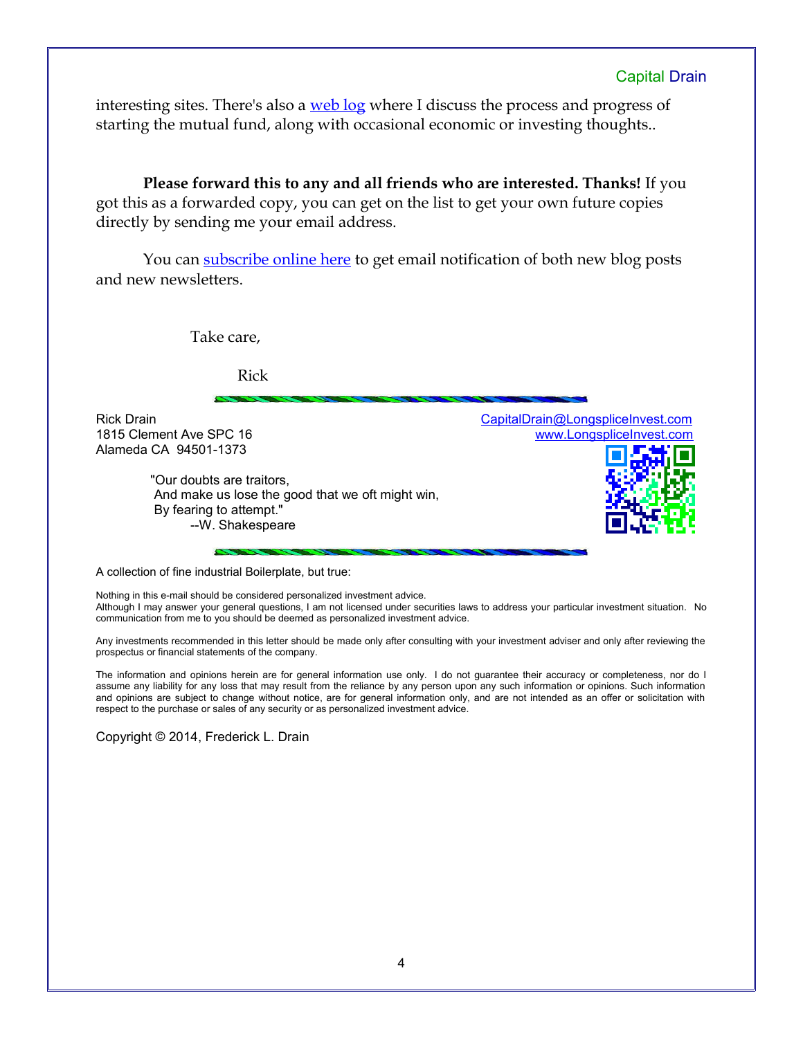interesting sites. There's also a web log where I discuss the process and progress of starting the mutual fund, along with occasional economic or investing thoughts..

**Please forward this to any and all friends who are interested. Thanks!** If you got this as a forwarded copy, you can get on the list to get your own future copies directly by sending me your email address.

You can subscribe online here to get email notification of both new blog posts and new newsletters.

Take care,

Rick

Rick Drain
1815 Clement Ave SPC 16
Alameda CA 94501-1373

CapitalDrain@LongspliceInvest.com
www.LongspliceInvest.com

"Our doubts are traitors,
And make us lose the good that we oft might win,
By fearing to attempt."
--W. Shakespeare

A collection of fine industrial Boilerplate, but true:

Nothing in this e-mail should be considered personalized investment advice.
Although I may answer your general questions, I am not licensed under securities laws to address your particular investment situation. No communication from me to you should be deemed as personalized investment advice.

Any investments recommended in this letter should be made only after consulting with your investment adviser and only after reviewing the prospectus or financial statements of the company.

The information and opinions herein are for general information use only. I do not guarantee their accuracy or completeness, nor do I assume any liability for any loss that may result from the reliance by any person upon any such information or opinions. Such information and opinions are subject to change without notice, are for general information only, and are not intended as an offer or solicitation with respect to the purchase or sales of any security or as personalized investment advice.

Copyright © 2014, Frederick L. Drain